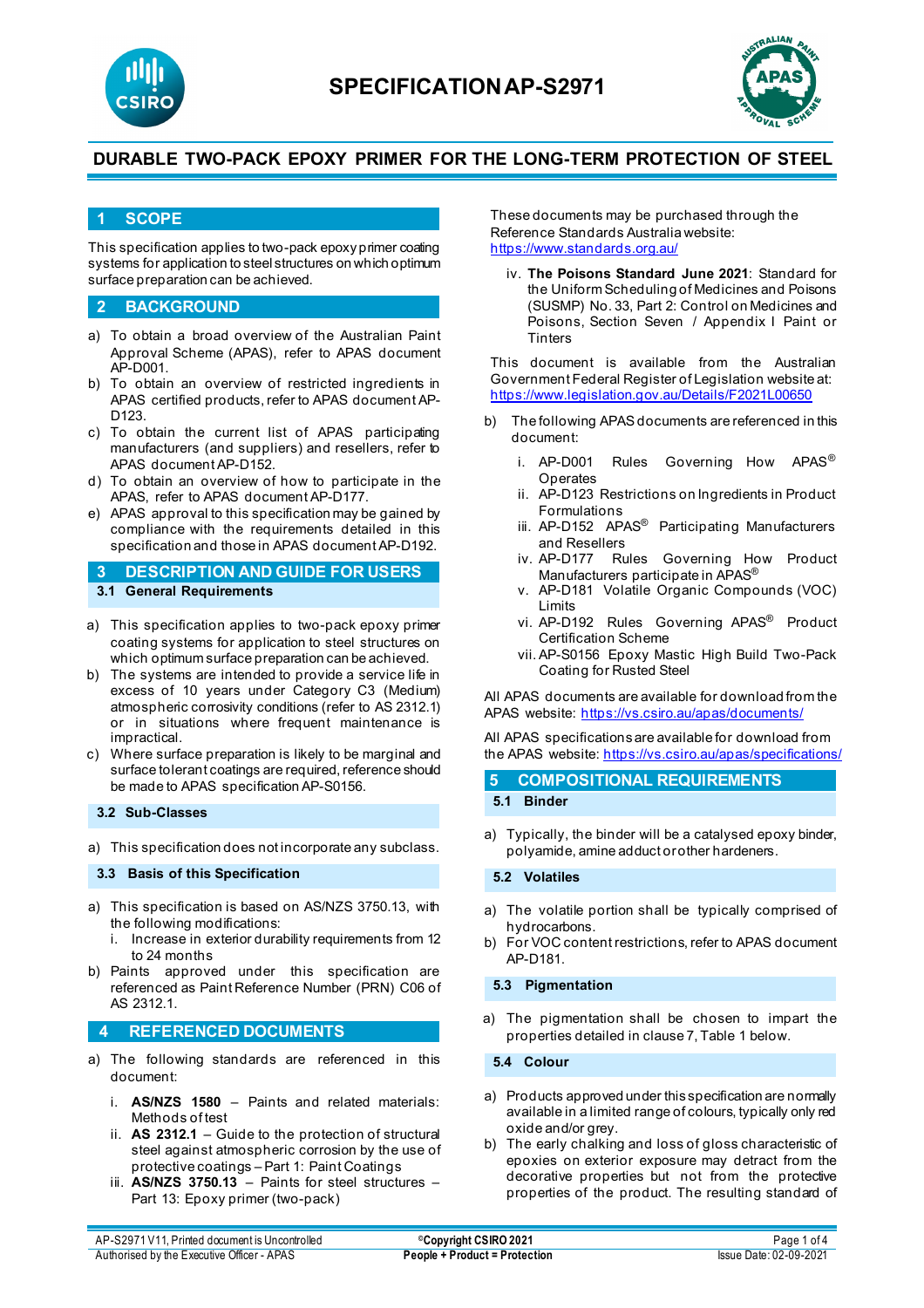# SPECIFICATION AP-S2971

## DURABLE TWO-PACK EPOXY PRIMER FOR THE LONG-TERM PROTECTION OF STEEL

## 1 SCOPE

This specification applies to two-pack epoxy primer coating systems for application to steel structures on which optimum surface preparation can be achieved.

## 2 BACKGROUND

a) To obtain a broad overview of the Australian Paint Approval Scheme (APAS), refer to APAS document AP-D001.
b) To obtain an overview of restricted ingredients in APAS certified products, refer to APAS document AP-D123.
c) To obtain the current list of APAS participating manufacturers (and suppliers) and resellers, refer to APAS document AP-D152.
d) To obtain an overview of how to participate in the APAS, refer to APAS document AP-D177.
e) APAS approval to this specification may be gained by compliance with the requirements detailed in this specification and those in APAS document AP-D192.

## 3 DESCRIPTION AND GUIDE FOR USERS

### 3.1 General Requirements

a) This specification applies to two-pack epoxy primer coating systems for application to steel structures on which optimum surface preparation can be achieved.
b) The systems are intended to provide a service life in excess of 10 years under Category C3 (Medium) atmospheric corrosivity conditions (refer to AS 2312.1) or in situations where frequent maintenance is impractical.
c) Where surface preparation is likely to be marginal and surface tolerant coatings are required, reference should be made to APAS specification AP-S0156.

### 3.2 Sub-Classes

a) This specification does not incorporate any subclass.

### 3.3 Basis of this Specification

a) This specification is based on AS/NZS 3750.13, with the following modifications:
   i. Increase in exterior durability requirements from 12 to 24 months
b) Paints approved under this specification are referenced as Paint Reference Number (PRN) C06 of AS 2312.1.

## 4 REFERENCED DOCUMENTS

a) The following standards are referenced in this document:
   i. **AS/NZS 1580** – Paints and related materials: Methods of test
   ii. **AS 2312.1** – Guide to the protection of structural steel against atmospheric corrosion by the use of protective coatings – Part 1: Paint Coatings
   iii. **AS/NZS 3750.13** – Paints for steel structures – Part 13: Epoxy primer (two-pack)

These documents may be purchased through the Reference Standards Australia website: https://www.standards.org.au/

   iv. **The Poisons Standard June 2021**: Standard for the Uniform Scheduling of Medicines and Poisons (SUSMP) No. 33, Part 2: Control on Medicines and Poisons, Section Seven / Appendix I Paint or Tinters

This document is available from the Australian Government Federal Register of Legislation website at: https://www.legislation.gov.au/Details/F2021L00650

b) The following APAS documents are referenced in this document:
   i. AP-D001 Rules Governing How APAS® Operates
   ii. AP-D123 Restrictions on Ingredients in Product Formulations
   iii. AP-D152 APAS® Participating Manufacturers and Resellers
   iv. AP-D177 Rules Governing How Product Manufacturers participate in APAS®
   v. AP-D181 Volatile Organic Compounds (VOC) Limits
   vi. AP-D192 Rules Governing APAS® Product Certification Scheme
   vii. AP-S0156 Epoxy Mastic High Build Two-Pack Coating for Rusted Steel

All APAS documents are available for download from the APAS website: https://vs.csiro.au/apas/documents/

All APAS specifications are available for download from the APAS website: https://vs.csiro.au/apas/specifications/

## 5 COMPOSITIONAL REQUIREMENTS

### 5.1 Binder

a) Typically, the binder will be a catalysed epoxy binder, polyamide, amine adduct or other hardeners.

### 5.2 Volatiles

a) The volatile portion shall be typically comprised of hydrocarbons.
b) For VOC content restrictions, refer to APAS document AP-D181.

### 5.3 Pigmentation

a) The pigmentation shall be chosen to impart the properties detailed in clause 7, Table 1 below.

### 5.4 Colour

a) Products approved under this specification are normally available in a limited range of colours, typically only red oxide and/or grey.
b) The early chalking and loss of gloss characteristic of epoxies on exterior exposure may detract from the decorative properties but not from the protective properties of the product. The resulting standard of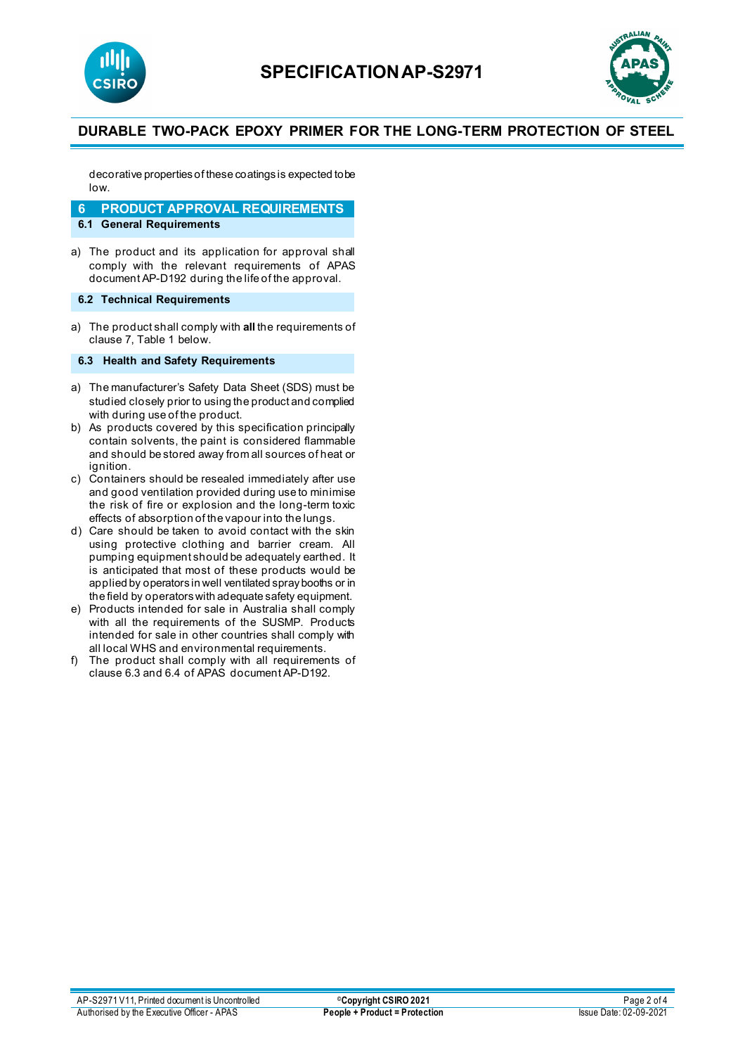decorative properties of these coatings is expected to be low.

## 6 PRODUCT APPROVAL REQUIREMENTS

### 6.1 General Requirements

a) The product and its application for approval shall comply with the relevant requirements of APAS document AP-D192 during the life of the approval.

### 6.2 Technical Requirements

a) The product shall comply with **all** the requirements of clause 7, Table 1 below.

### 6.3 Health and Safety Requirements

a) The manufacturer's Safety Data Sheet (SDS) must be studied closely prior to using the product and complied with during use of the product.
b) As products covered by this specification principally contain solvents, the paint is considered flammable and should be stored away from all sources of heat or ignition.
c) Containers should be resealed immediately after use and good ventilation provided during use to minimise the risk of fire or explosion and the long-term toxic effects of absorption of the vapour into the lungs.
d) Care should be taken to avoid contact with the skin using protective clothing and barrier cream. All pumping equipment should be adequately earthed. It is anticipated that most of these products would be applied by operators in well ventilated spray booths or in the field by operators with adequate safety equipment.
e) Products intended for sale in Australia shall comply with all the requirements of the SUSMP. Products intended for sale in other countries shall comply with all local WHS and environmental requirements.
f) The product shall comply with all requirements of clause 6.3 and 6.4 of APAS document AP-D192.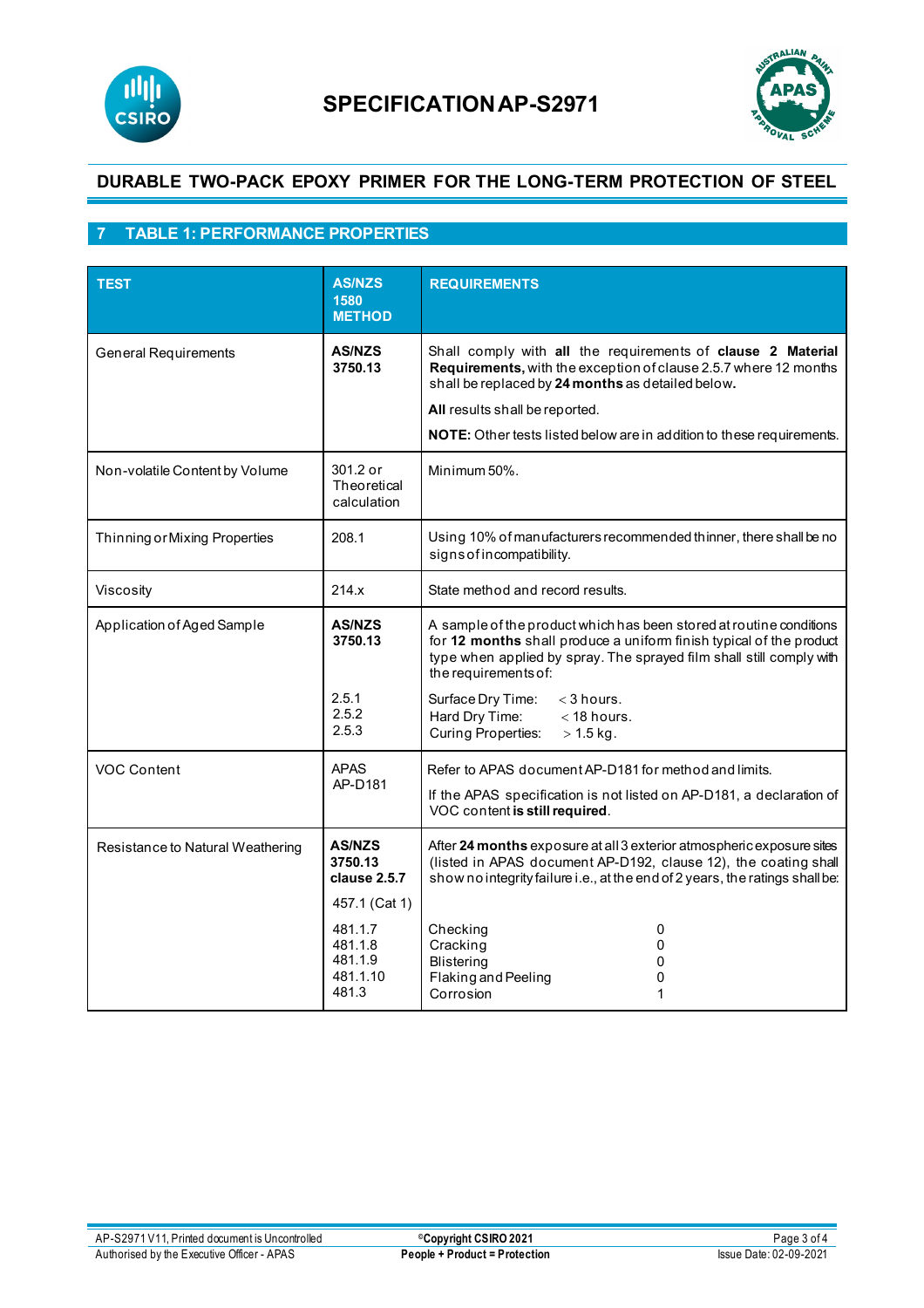# SPECIFICATION AP-S2971

## DURABLE TWO-PACK EPOXY PRIMER FOR THE LONG-TERM PROTECTION OF STEEL

## 7 TABLE 1: PERFORMANCE PROPERTIES

| TEST | AS/NZS 1580 METHOD | REQUIREMENTS |
|---|---|---|
| General Requirements | **AS/NZS 3750.13** | Shall comply with **all** the requirements of **clause 2 Material Requirements,** with the exception of clause 2.5.7 where 12 months shall be replaced by **24 months** as detailed below**.**<br><br>**All** results shall be reported.<br><br>**NOTE:** Other tests listed below are in addition to these requirements. |
| Non-volatile Content by Volume | 301.2 or Theoretical calculation | Minimum 50%. |
| Thinning or Mixing Properties | 208.1 | Using 10% of manufacturers recommended thinner, there shall be no signs of incompatibility. |
| Viscosity | 214.x | State method and record results. |
| Application of Aged Sample | **AS/NZS 3750.13**<br><br>2.5.1<br>2.5.2<br>2.5.3 | A sample of the product which has been stored at routine conditions for **12 months** shall produce a uniform finish typical of the product type when applied by spray. The sprayed film shall still comply with the requirements of:<br><br>Surface Dry Time: < 3 hours.<br>Hard Dry Time: < 18 hours.<br>Curing Properties: > 1.5 kg. |
| VOC Content | APAS AP-D181 | Refer to APAS document AP-D181 for method and limits.<br><br>If the APAS specification is not listed on AP-D181, a declaration of VOC content **is still required**. |
| Resistance to Natural Weathering | **AS/NZS 3750.13 clause 2.5.7**<br><br>457.1 (Cat 1)<br><br>481.1.7<br>481.1.8<br>481.1.9<br>481.1.10<br>481.3 | After **24 months** exposure at all 3 exterior atmospheric exposure sites (listed in APAS document AP-D192, clause 12), the coating shall show no integrity failure i.e., at the end of 2 years, the ratings shall be:<br><br>Checking 0<br>Cracking 0<br>Blistering 0<br>Flaking and Peeling 0<br>Corrosion 1 |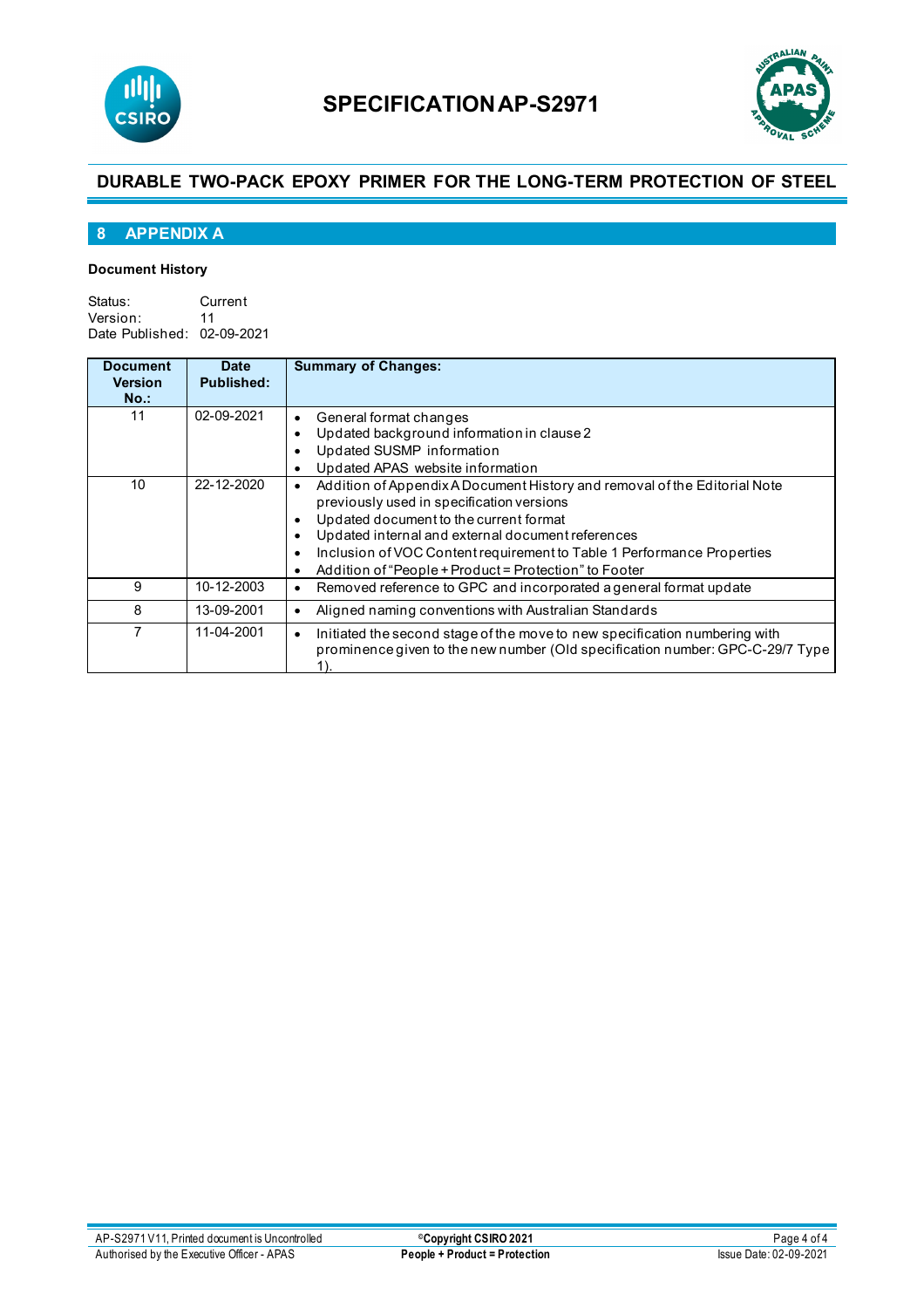## 8 APPENDIX A

**Document History**

Status: Current
Version: 11
Date Published: 02-09-2021

| Document Version No.: | Date Published: | Summary of Changes: |
|---|---|---|
| 11 | 02-09-2021 | • General format changes<br>• Updated background information in clause 2<br>• Updated SUSMP information<br>• Updated APAS website information |
| 10 | 22-12-2020 | • Addition of Appendix A Document History and removal of the Editorial Note previously used in specification versions<br>• Updated document to the current format<br>• Updated internal and external document references<br>• Inclusion of VOC Content requirement to Table 1 Performance Properties<br>• Addition of "People + Product = Protection" to Footer |
| 9 | 10-12-2003 | • Removed reference to GPC and incorporated a general format update |
| 8 | 13-09-2001 | • Aligned naming conventions with Australian Standards |
| 7 | 11-04-2001 | • Initiated the second stage of the move to new specification numbering with prominence given to the new number (Old specification number: GPC-C-29/7 Type 1). |